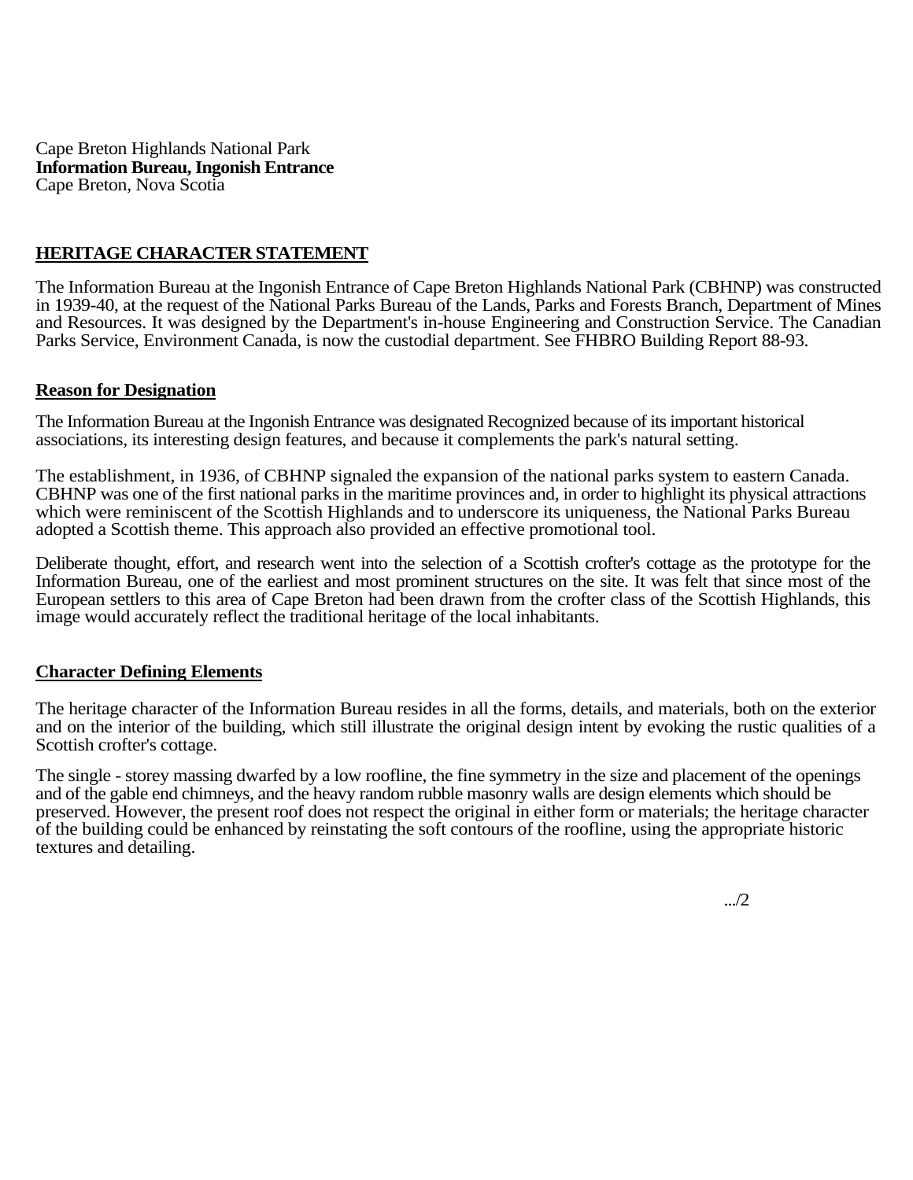Cape Breton Highlands National Park
**Information Bureau, Ingonish Entrance**
Cape Breton, Nova Scotia

## HERITAGE CHARACTER STATEMENT

The Information Bureau at the Ingonish Entrance of Cape Breton Highlands National Park (CBHNP) was constructed in 1939-40, at the request of the National Parks Bureau of the Lands, Parks and Forests Branch, Department of Mines and Resources. It was designed by the Department's in-house Engineering and Construction Service. The Canadian Parks Service, Environment Canada, is now the custodial department. See FHBRO Building Report 88-93.

### Reason for Designation

The Information Bureau at the Ingonish Entrance was designated Recognized because of its important historical associations, its interesting design features, and because it complements the park's natural setting.

The establishment, in 1936, of CBHNP signaled the expansion of the national parks system to eastern Canada. CBHNP was one of the first national parks in the maritime provinces and, in order to highlight its physical attractions which were reminiscent of the Scottish Highlands and to underscore its uniqueness, the National Parks Bureau adopted a Scottish theme. This approach also provided an effective promotional tool.

Deliberate thought, effort, and research went into the selection of a Scottish crofter's cottage as the prototype for the Information Bureau, one of the earliest and most prominent structures on the site. It was felt that since most of the European settlers to this area of Cape Breton had been drawn from the crofter class of the Scottish Highlands, this image would accurately reflect the traditional heritage of the local inhabitants.

### Character Defining Elements

The heritage character of the Information Bureau resides in all the forms, details, and materials, both on the exterior and on the interior of the building, which still illustrate the original design intent by evoking the rustic qualities of a Scottish crofter's cottage.

The single - storey massing dwarfed by a low roofline, the fine symmetry in the size and placement of the openings and of the gable end chimneys, and the heavy random rubble masonry walls are design elements which should be preserved. However, the present roof does not respect the original in either form or materials; the heritage character of the building could be enhanced by reinstating the soft contours of the roofline, using the appropriate historic textures and detailing.

.../2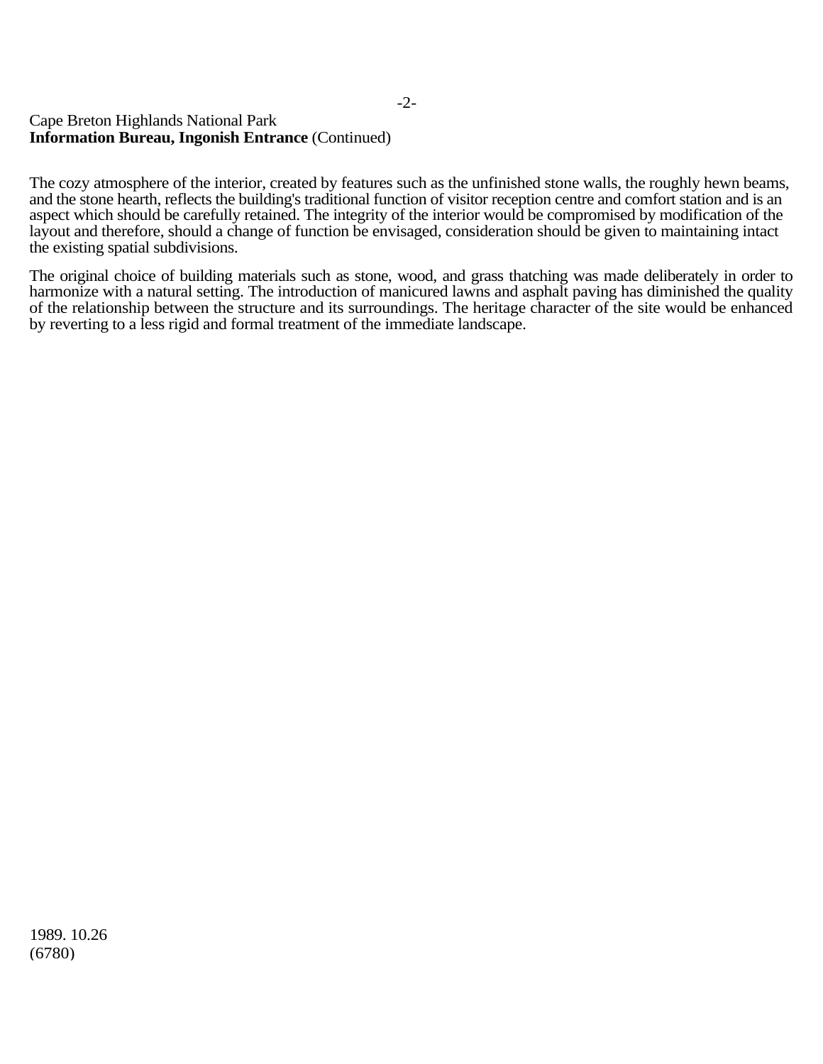Cape Breton Highlands National Park
**Information Bureau, Ingonish Entrance** (Continued)

The cozy atmosphere of the interior, created by features such as the unfinished stone walls, the roughly hewn beams, and the stone hearth, reflects the building's traditional function of visitor reception centre and comfort station and is an aspect which should be carefully retained. The integrity of the interior would be compromised by modification of the layout and therefore, should a change of function be envisaged, consideration should be given to maintaining intact the existing spatial subdivisions.

The original choice of building materials such as stone, wood, and grass thatching was made deliberately in order to harmonize with a natural setting. The introduction of manicured lawns and asphalt paving has diminished the quality of the relationship between the structure and its surroundings. The heritage character of the site would be enhanced by reverting to a less rigid and formal treatment of the immediate landscape.

1989. 10.26
(6780)